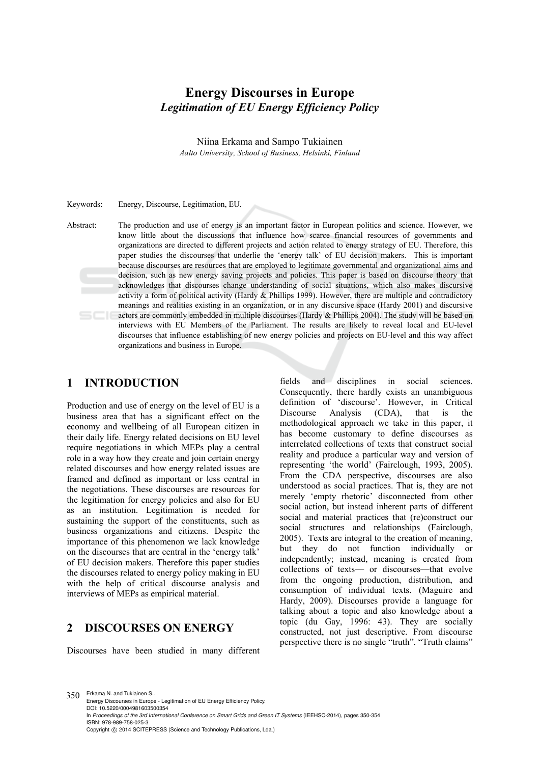# Energy Discourses in Europe

## *Legitimation of EU Energy Efficiency Policy*

Niina Erkama and Sampo Tukiainen

*Aalto University, School of Business, Helsinki, Finland*

Keywords: Energy, Discourse, Legitimation, EU.

Abstract: The production and use of energy is an important factor in European politics and science. However, we know little about the discussions that influence how scarce financial resources of governments and organizations are directed to different projects and action related to energy strategy of EU. Therefore, this paper studies the discourses that underlie the 'energy talk' of EU decision makers. This is important because discourses are resources that are employed to legitimate governmental and organizational aims and decision, such as new energy saving projects and policies. This paper is based on discourse theory that acknowledges that discourses change understanding of social situations, which also makes discursive activity a form of political activity (Hardy & Phillips 1999). However, there are multiple and contradictory meanings and realities existing in an organization, or in any discursive space (Hardy 2001) and discursive actors are commonly embedded in multiple discourses (Hardy & Phillips 2004). The study will be based on interviews with EU Members of the Parliament. The results are likely to reveal local and EU-level discourses that influence establishing of new energy policies and projects on EU-level and this way affect organizations and business in Europe.

## 1 INTRODUCTION

Production and use of energy on the level of EU is a business area that has a significant effect on the economy and wellbeing of all European citizen in their daily life. Energy related decisions on EU level require negotiations in which MEPs play a central role in a way how they create and join certain energy related discourses and how energy related issues are framed and defined as important or less central in the negotiations. These discourses are resources for the legitimation for energy policies and also for EU as an institution. Legitimation is needed for sustaining the support of the constituents, such as business organizations and citizens. Despite the importance of this phenomenon we lack knowledge on the discourses that are central in the 'energy talk' of EU decision makers. Therefore this paper studies the discourses related to energy policy making in EU with the help of critical discourse analysis and interviews of MEPs as empirical material.

## 2 DISCOURSES ON ENERGY

Discourses have been studied in many different fields and disciplines in social sciences. Consequently, there hardly exists an unambiguous definition of 'discourse'. However, in Critical Discourse Analysis (CDA), that is the methodological approach we take in this paper, it has become customary to define discourses as interrelated collections of texts that construct social reality and produce a particular way and version of representing 'the world' (Fairclough, 1993, 2005). From the CDA perspective, discourses are also understood as social practices. That is, they are not merely 'empty rhetoric' disconnected from other social action, but instead inherent parts of different social and material practices that (re)construct our social structures and relationships (Fairclough, 2005). Texts are integral to the creation of meaning, but they do not function individually or independently; instead, meaning is created from collections of texts— or discourses—that evolve from the ongoing production, distribution, and consumption of individual texts. (Maguire and Hardy, 2009). Discourses provide a language for talking about a topic and also knowledge about a topic (du Gay, 1996: 43). They are socially constructed, not just descriptive. From discourse perspective there is no single "truth". "Truth claims"

Erkama N. and Tukiainen S..
Energy Discourses in Europe - Legitimation of EU Energy Efficiency Policy.
DOI: 10.5220/0004981603500354
In *Proceedings of the 3rd International Conference on Smart Grids and Green IT Systems* (IEEHSC-2014), pages 350-354
ISBN: 978-989-758-025-3
Copyright © 2014 SCITEPRESS (Science and Technology Publications, Lda.)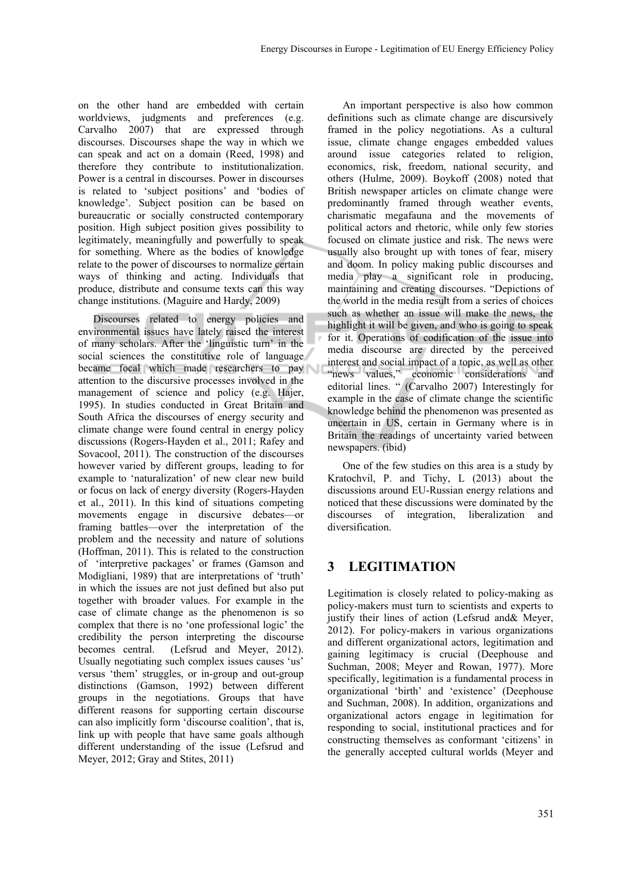on the other hand are embedded with certain worldviews, judgments and preferences (e.g. Carvalho 2007) that are expressed through discourses. Discourses shape the way in which we can speak and act on a domain (Reed, 1998) and therefore they contribute to institutionalization. Power is a central in discourses. Power in discourses is related to 'subject positions' and 'bodies of knowledge'. Subject position can be based on bureaucratic or socially constructed contemporary position. High subject position gives possibility to legitimately, meaningfully and powerfully to speak for something. Where as the bodies of knowledge relate to the power of discourses to normalize certain ways of thinking and acting. Individuals that produce, distribute and consume texts can this way change institutions. (Maguire and Hardy, 2009)

Discourses related to energy policies and environmental issues have lately raised the interest of many scholars. After the 'linguistic turn' in the social sciences the constitutive role of language became focal which made researchers to pay attention to the discursive processes involved in the management of science and policy (e.g. Hajer, 1995). In studies conducted in Great Britain and South Africa the discourses of energy security and climate change were found central in energy policy discussions (Rogers-Hayden et al., 2011; Rafey and Sovacool, 2011). The construction of the discourses however varied by different groups, leading to for example to 'naturalization' of new clear new build or focus on lack of energy diversity (Rogers-Hayden et al., 2011). In this kind of situations competing movements engage in discursive debates—or framing battles—over the interpretation of the problem and the necessity and nature of solutions (Hoffman, 2011). This is related to the construction of 'interpretive packages' or frames (Gamson and Modigliani, 1989) that are interpretations of 'truth' in which the issues are not just defined but also put together with broader values. For example in the case of climate change as the phenomenon is so complex that there is no 'one professional logic' the credibility the person interpreting the discourse becomes central. (Lefsrud and Meyer, 2012). Usually negotiating such complex issues causes 'us' versus 'them' struggles, or in-group and out-group distinctions (Gamson, 1992) between different groups in the negotiations. Groups that have different reasons for supporting certain discourse can also implicitly form 'discourse coalition', that is, link up with people that have same goals although different understanding of the issue (Lefsrud and Meyer, 2012; Gray and Stites, 2011)

An important perspective is also how common definitions such as climate change are discursively framed in the policy negotiations. As a cultural issue, climate change engages embedded values around issue categories related to religion, economics, risk, freedom, national security, and others (Hulme, 2009). Boykoff (2008) noted that British newspaper articles on climate change were predominantly framed through weather events, charismatic megafauna and the movements of political actors and rhetoric, while only few stories focused on climate justice and risk. The news were usually also brought up with tones of fear, misery and doom. In policy making public discourses and media play a significant role in producing, maintaining and creating discourses. "Depictions of the world in the media result from a series of choices such as whether an issue will make the news, the highlight it will be given, and who is going to speak for it. Operations of codification of the issue into media discourse are directed by the perceived interest and social impact of a topic, as well as other "news values," economic considerations and editorial lines. " (Carvalho 2007) Interestingly for example in the case of climate change the scientific knowledge behind the phenomenon was presented as uncertain in US, certain in Germany where is in Britain the readings of uncertainty varied between newspapers. (ibid)

One of the few studies on this area is a study by Kratochvil, P. and Tichy, L (2013) about the discussions around EU-Russian energy relations and noticed that these discussions were dominated by the discourses of integration, liberalization and diversification.

## 3 LEGITIMATION

Legitimation is closely related to policy-making as policy-makers must turn to scientists and experts to justify their lines of action (Lefsrud and& Meyer, 2012). For policy-makers in various organizations and different organizational actors, legitimation and gaining legitimacy is crucial (Deephouse and Suchman, 2008; Meyer and Rowan, 1977). More specifically, legitimation is a fundamental process in organizational 'birth' and 'existence' (Deephouse and Suchman, 2008). In addition, organizations and organizational actors engage in legitimation for responding to social, institutional practices and for constructing themselves as conformant 'citizens' in the generally accepted cultural worlds (Meyer and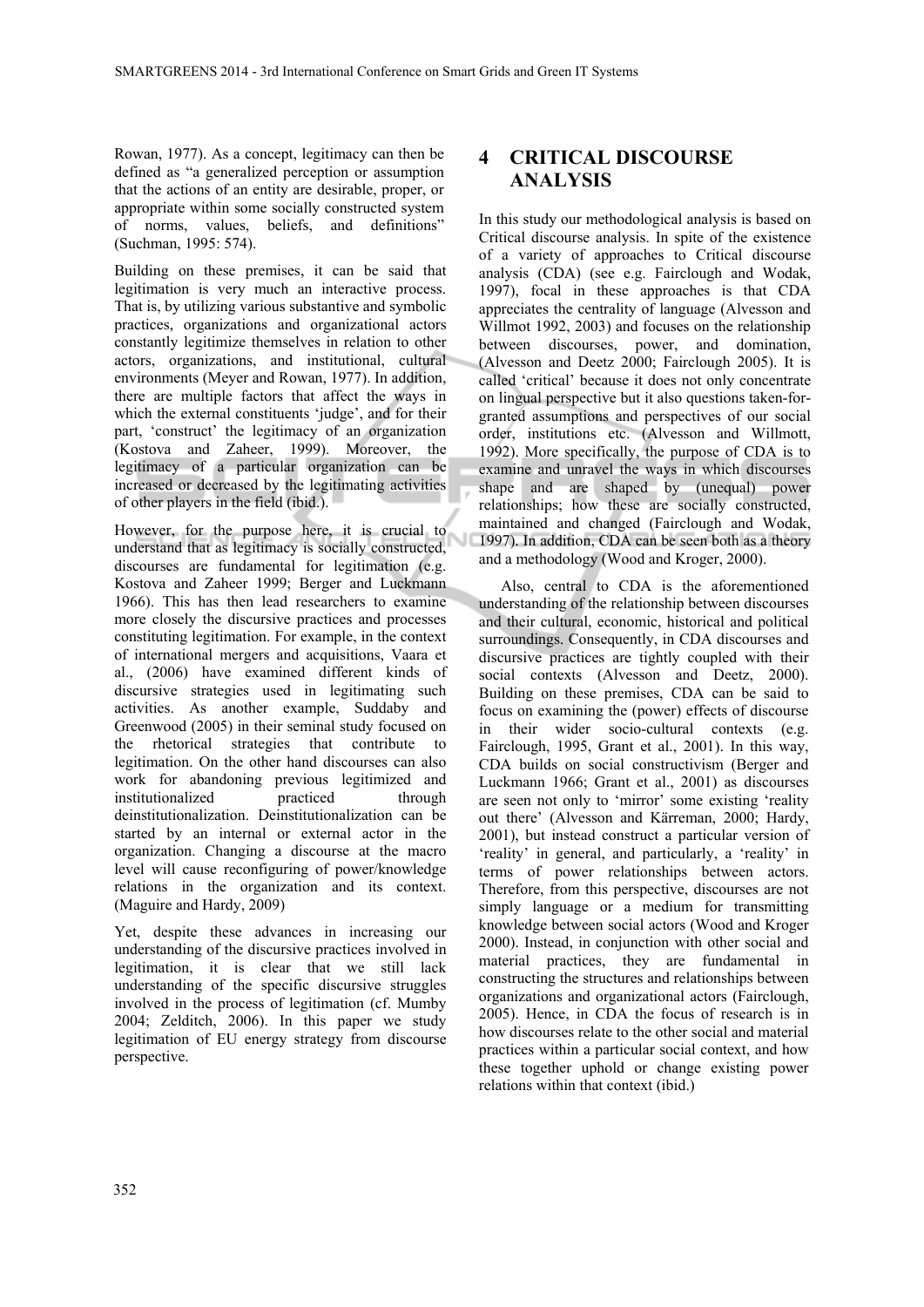Rowan, 1977). As a concept, legitimacy can then be defined as "a generalized perception or assumption that the actions of an entity are desirable, proper, or appropriate within some socially constructed system of norms, values, beliefs, and definitions" (Suchman, 1995: 574).

Building on these premises, it can be said that legitimation is very much an interactive process. That is, by utilizing various substantive and symbolic practices, organizations and organizational actors constantly legitimize themselves in relation to other actors, organizations, and institutional, cultural environments (Meyer and Rowan, 1977). In addition, there are multiple factors that affect the ways in which the external constituents 'judge', and for their part, 'construct' the legitimacy of an organization (Kostova and Zaheer, 1999). Moreover, the legitimacy of a particular organization can be increased or decreased by the legitimating activities of other players in the field (ibid.).

However, for the purpose here, it is crucial to understand that as legitimacy is socially constructed, discourses are fundamental for legitimation (e.g. Kostova and Zaheer 1999; Berger and Luckmann 1966). This has then lead researchers to examine more closely the discursive practices and processes constituting legitimation. For example, in the context of international mergers and acquisitions, Vaara et al., (2006) have examined different kinds of discursive strategies used in legitimating such activities. As another example, Suddaby and Greenwood (2005) in their seminal study focused on the rhetorical strategies that contribute to legitimation. On the other hand discourses can also work for abandoning previous legitimized and institutionalized practiced through deinstitutionalization. Deinstitutionalization can be started by an internal or external actor in the organization. Changing a discourse at the macro level will cause reconfiguring of power/knowledge relations in the organization and its context. (Maguire and Hardy, 2009)

Yet, despite these advances in increasing our understanding of the discursive practices involved in legitimation, it is clear that we still lack understanding of the specific discursive struggles involved in the process of legitimation (cf. Mumby 2004; Zelditch, 2006). In this paper we study legitimation of EU energy strategy from discourse perspective.

# 4 CRITICAL DISCOURSE ANALYSIS

In this study our methodological analysis is based on Critical discourse analysis. In spite of the existence of a variety of approaches to Critical discourse analysis (CDA) (see e.g. Fairclough and Wodak, 1997), focal in these approaches is that CDA appreciates the centrality of language (Alvesson and Willmot 1992, 2003) and focuses on the relationship between discourses, power, and domination, (Alvesson and Deetz 2000; Fairclough 2005). It is called 'critical' because it does not only concentrate on lingual perspective but it also questions taken-for-granted assumptions and perspectives of our social order, institutions etc. (Alvesson and Willmott, 1992). More specifically, the purpose of CDA is to examine and unravel the ways in which discourses shape and are shaped by (unequal) power relationships; how these are socially constructed, maintained and changed (Fairclough and Wodak, 1997). In addition, CDA can be seen both as a theory and a methodology (Wood and Kroger, 2000).

Also, central to CDA is the aforementioned understanding of the relationship between discourses and their cultural, economic, historical and political surroundings. Consequently, in CDA discourses and discursive practices are tightly coupled with their social contexts (Alvesson and Deetz, 2000). Building on these premises, CDA can be said to focus on examining the (power) effects of discourse in their wider socio-cultural contexts (e.g. Fairclough, 1995, Grant et al., 2001). In this way, CDA builds on social constructivism (Berger and Luckmann 1966; Grant et al., 2001) as discourses are seen not only to 'mirror' some existing 'reality out there' (Alvesson and Kärreman, 2000; Hardy, 2001), but instead construct a particular version of 'reality' in general, and particularly, a 'reality' in terms of power relationships between actors. Therefore, from this perspective, discourses are not simply language or a medium for transmitting knowledge between social actors (Wood and Kroger 2000). Instead, in conjunction with other social and material practices, they are fundamental in constructing the structures and relationships between organizations and organizational actors (Fairclough, 2005). Hence, in CDA the focus of research is in how discourses relate to the other social and material practices within a particular social context, and how these together uphold or change existing power relations within that context (ibid.)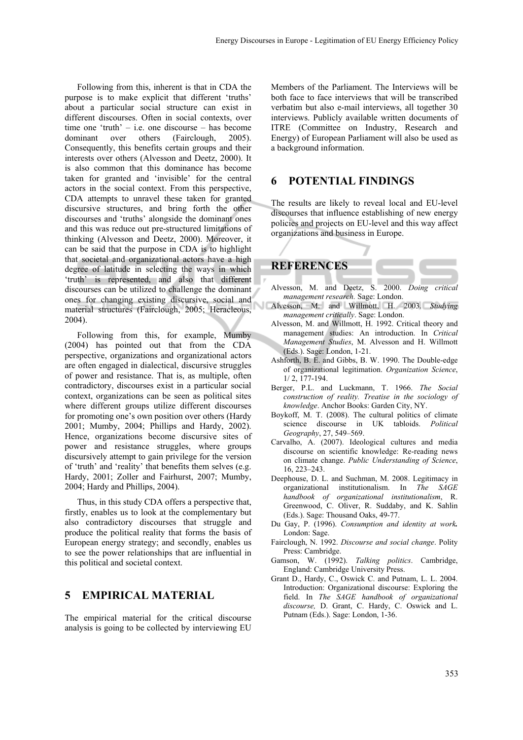Following from this, inherent is that in CDA the purpose is to make explicit that different 'truths' about a particular social structure can exist in different discourses. Often in social contexts, over time one 'truth' – i.e. one discourse – has become dominant over others (Fairclough, 2005). Consequently, this benefits certain groups and their interests over others (Alvesson and Deetz, 2000). It is also common that this dominance has become taken for granted and 'invisible' for the central actors in the social context. From this perspective, CDA attempts to unravel these taken for granted discursive structures, and bring forth the other discourses and 'truths' alongside the dominant ones and this was reduce out pre-structured limitations of thinking (Alvesson and Deetz, 2000). Moreover, it can be said that the purpose in CDA is to highlight that societal and organizational actors have a high degree of latitude in selecting the ways in which 'truth' is represented, and also that different discourses can be utilized to challenge the dominant ones for changing existing discursive, social and material structures (Fairclough, 2005; Heracleous, 2004).

Following from this, for example, Mumby (2004) has pointed out that from the CDA perspective, organizations and organizational actors are often engaged in dialectical, discursive struggles of power and resistance. That is, as multiple, often contradictory, discourses exist in a particular social context, organizations can be seen as political sites where different groups utilize different discourses for promoting one's own position over others (Hardy 2001; Mumby, 2004; Phillips and Hardy, 2002). Hence, organizations become discursive sites of power and resistance struggles, where groups discursively attempt to gain privilege for the version of 'truth' and 'reality' that benefits them selves (e.g. Hardy, 2001; Zoller and Fairhurst, 2007; Mumby, 2004; Hardy and Phillips, 2004).

Thus, in this study CDA offers a perspective that, firstly, enables us to look at the complementary but also contradictory discourses that struggle and produce the political reality that forms the basis of European energy strategy; and secondly, enables us to see the power relationships that are influential in this political and societal context.

## 5 EMPIRICAL MATERIAL

The empirical material for the critical discourse analysis is going to be collected by interviewing EU Members of the Parliament. The Interviews will be both face to face interviews that will be transcribed verbatim but also e-mail interviews, all together 30 interviews. Publicly available written documents of ITRE (Committee on Industry, Research and Energy) of European Parliament will also be used as a background information.

## 6 POTENTIAL FINDINGS

The results are likely to reveal local and EU-level discourses that influence establishing of new energy policies and projects on EU-level and this way affect organizations and business in Europe.

## REFERENCES

Alvesson, M. and Deetz, S. 2000. *Doing critical management research.* Sage: London.

Alvesson, M. and Willmott, H. 2003. *Studying management critically*. Sage: London.

Alvesson, M. and Willmott, H. 1992. Critical theory and management studies: An introduction. In *Critical Management Studies*, M. Alvesson and H. Willmott (Eds.). Sage: London, 1-21.

Ashforth, B. E. and Gibbs, B. W. 1990. The Double-edge of organizational legitimation. *Organization Science*, 1/ 2, 177-194.

Berger, P.L. and Luckmann, T. 1966. *The Social construction of reality. Treatise in the sociology of knowledge*. Anchor Books: Garden City, NY.

Boykoff, M. T. (2008). The cultural politics of climate science discourse in UK tabloids. *Political Geography*, 27, 549–569.

Carvalho, A. (2007). Ideological cultures and media discourse on scientific knowledge: Re-reading news on climate change. *Public Understanding of Science*, 16, 223–243.

Deephouse, D. L. and Suchman, M. 2008. Legitimacy in organizational institutionalism. In *The SAGE handbook of organizational institutionalism*, R. Greenwood, C. Oliver, R. Suddaby, and K. Sahlin (Eds.). Sage: Thousand Oaks, 49-77.

Du Gay, P. (1996). *Consumption and identity at work.* London: Sage.

Fairclough, N. 1992. *Discourse and social change*. Polity Press: Cambridge.

Gamson, W. (1992). *Talking politics*. Cambridge, England: Cambridge University Press.

Grant D., Hardy, C., Oswick C. and Putnam, L. L. 2004. Introduction: Organizational discourse: Exploring the field. In *The SAGE handbook of organizational discourse,* D. Grant, C. Hardy, C. Oswick and L. Putnam (Eds.). Sage: London, 1-36.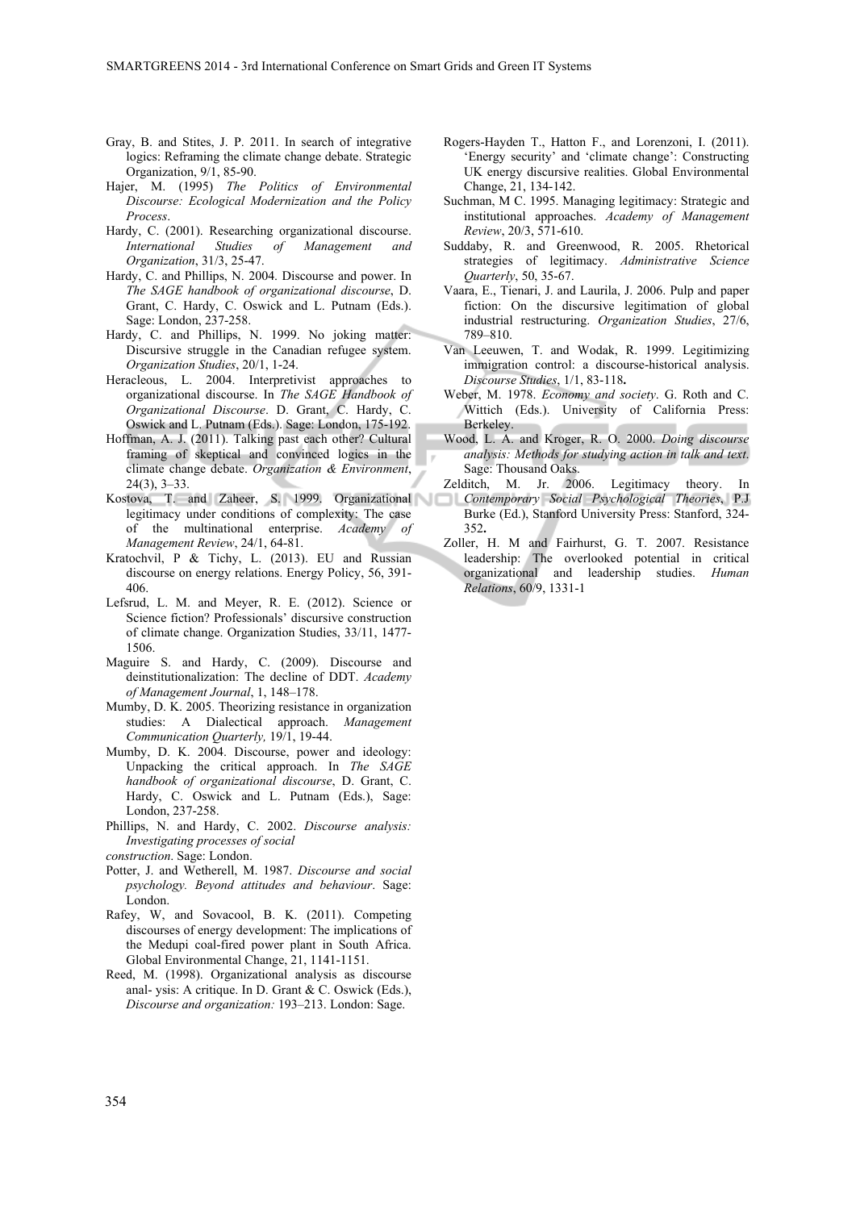Gray, B. and Stites, J. P. 2011. In search of integrative logics: Reframing the climate change debate. Strategic Organization, 9/1, 85-90.

Hajer, M. (1995) *The Politics of Environmental Discourse: Ecological Modernization and the Policy Process*.

Hardy, C. (2001). Researching organizational discourse. *International Studies of Management and Organization*, 31/3, 25-47.

Hardy, C. and Phillips, N. 2004. Discourse and power. In *The SAGE handbook of organizational discourse*, D. Grant, C. Hardy, C. Oswick and L. Putnam (Eds.). Sage: London, 237-258.

Hardy, C. and Phillips, N. 1999. No joking matter: Discursive struggle in the Canadian refugee system. *Organization Studies*, 20/1, 1-24.

Heracleous, L. 2004. Interpretivist approaches to organizational discourse. In *The SAGE Handbook of Organizational Discourse*. D. Grant, C. Hardy, C. Oswick and L. Putnam (Eds.). Sage: London, 175-192.

Hoffman, A. J. (2011). Talking past each other? Cultural framing of skeptical and convinced logics in the climate change debate. *Organization & Environment*, 24(3), 3–33.

Kostova, T. and Zaheer, S. 1999. Organizational legitimacy under conditions of complexity: The case of the multinational enterprise. *Academy of Management Review*, 24/1, 64-81.

Kratochvil, P & Tichy, L. (2013). EU and Russian discourse on energy relations. Energy Policy, 56, 391-406.

Lefsrud, L. M. and Meyer, R. E. (2012). Science or Science fiction? Professionals' discursive construction of climate change. Organization Studies, 33/11, 1477-1506.

Maguire S. and Hardy, C. (2009). Discourse and deinstitutionalization: The decline of DDT. *Academy of Management Journal*, 1, 148–178.

Mumby, D. K. 2005. Theorizing resistance in organization studies: A Dialectical approach. *Management Communication Quarterly,* 19/1, 19-44.

Mumby, D. K. 2004. Discourse, power and ideology: Unpacking the critical approach. In *The SAGE handbook of organizational discourse*, D. Grant, C. Hardy, C. Oswick and L. Putnam (Eds.), Sage: London, 237-258.

Phillips, N. and Hardy, C. 2002. *Discourse analysis: Investigating processes of social construction*. Sage: London.

Potter, J. and Wetherell, M. 1987. *Discourse and social psychology. Beyond attitudes and behaviour*. Sage: London.

Rafey, W, and Sovacool, B. K. (2011). Competing discourses of energy development: The implications of the Medupi coal-fired power plant in South Africa. Global Environmental Change, 21, 1141-1151.

Reed, M. (1998). Organizational analysis as discourse anal- ysis: A critique. In D. Grant & C. Oswick (Eds.), *Discourse and organization:* 193–213. London: Sage.

Rogers-Hayden T., Hatton F., and Lorenzoni, I. (2011). 'Energy security' and 'climate change': Constructing UK energy discursive realities. Global Environmental Change, 21, 134-142.

Suchman, M C. 1995. Managing legitimacy: Strategic and institutional approaches. *Academy of Management Review*, 20/3, 571-610.

Suddaby, R. and Greenwood, R. 2005. Rhetorical strategies of legitimacy. *Administrative Science Quarterly*, 50, 35-67.

Vaara, E., Tienari, J. and Laurila, J. 2006. Pulp and paper fiction: On the discursive legitimation of global industrial restructuring. *Organization Studies*, 27/6, 789–810.

Van Leeuwen, T. and Wodak, R. 1999. Legitimizing immigration control: a discourse-historical analysis. *Discourse Studies*, 1/1, 83-118**.**

Weber, M. 1978. *Economy and society*. G. Roth and C. Wittich (Eds.). University of California Press: Berkeley.

Wood, L. A. and Kroger, R. O. 2000. *Doing discourse analysis: Methods for studying action in talk and text*. Sage: Thousand Oaks.

Zelditch, M. Jr. 2006. Legitimacy theory. In *Contemporary Social Psychological Theories*, P.J Burke (Ed.), Stanford University Press: Stanford, 324-352**.**

Zoller, H. M and Fairhurst, G. T. 2007. Resistance leadership: The overlooked potential in critical organizational and leadership studies. *Human Relations*, 60/9, 1331-1